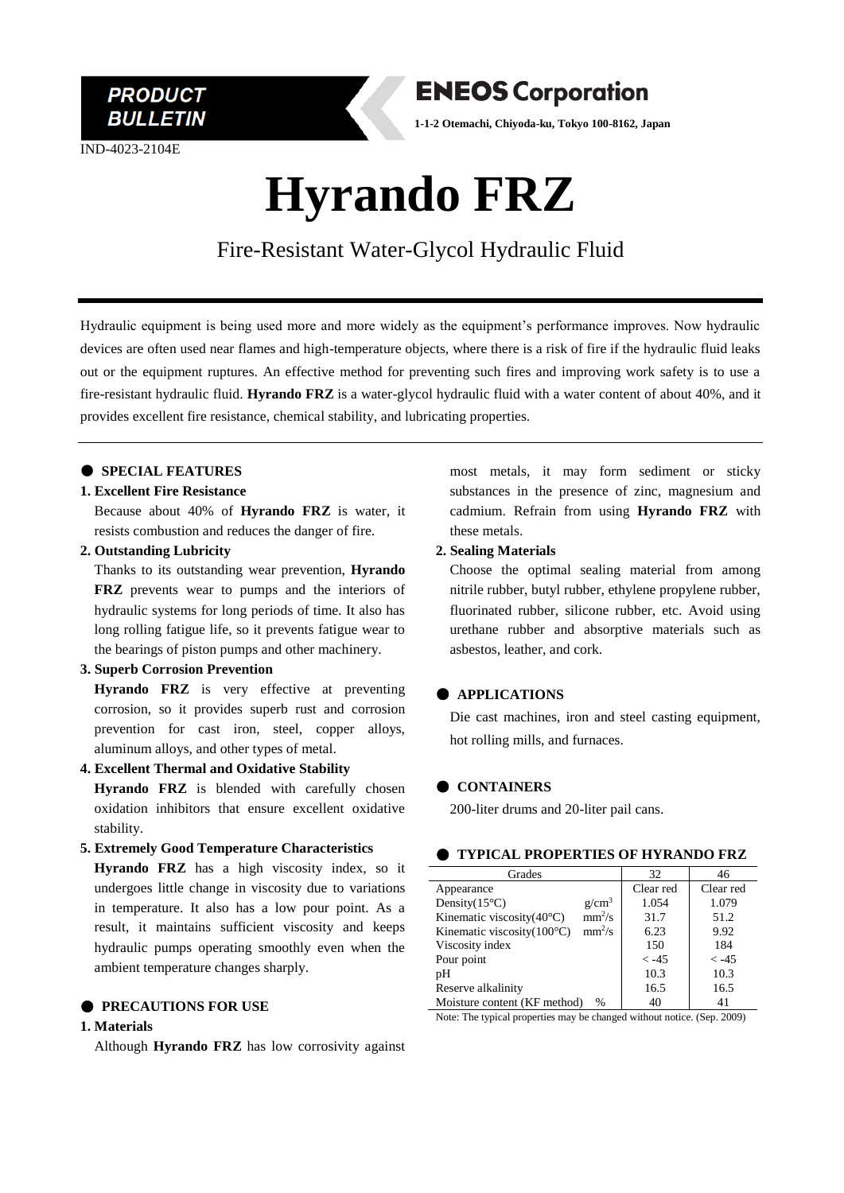PRODUCT BULLETIN

**ENEOS Corporation**

**1-1-2 Otemachi, Chiyoda-ku, Tokyo 100-8162, Japan**

IND-4023-2104E

# Hyrando FRZ

## Fire-Resistant Water-Glycol Hydraulic Fluid

Hydraulic equipment is being used more and more widely as the equipment's performance improves. Now hydraulic devices are often used near flames and high-temperature objects, where there is a risk of fire if the hydraulic fluid leaks out or the equipment ruptures. An effective method for preventing such fires and improving work safety is to use a fire-resistant hydraulic fluid. **Hyrando FRZ** is a water-glycol hydraulic fluid with a water content of about 40%, and it provides excellent fire resistance, chemical stability, and lubricating properties.

### ● SPECIAL FEATURES

**1. Excellent Fire Resistance**

Because about 40% of **Hyrando FRZ** is water, it resists combustion and reduces the danger of fire.

**2. Outstanding Lubricity**

Thanks to its outstanding wear prevention, **Hyrando FRZ** prevents wear to pumps and the interiors of hydraulic systems for long periods of time. It also has long rolling fatigue life, so it prevents fatigue wear to the bearings of piston pumps and other machinery.

**3. Superb Corrosion Prevention**

**Hyrando FRZ** is very effective at preventing corrosion, so it provides superb rust and corrosion prevention for cast iron, steel, copper alloys, aluminum alloys, and other types of metal.

**4. Excellent Thermal and Oxidative Stability**

**Hyrando FRZ** is blended with carefully chosen oxidation inhibitors that ensure excellent oxidative stability.

**5. Extremely Good Temperature Characteristics**

**Hyrando FRZ** has a high viscosity index, so it undergoes little change in viscosity due to variations in temperature. It also has a low pour point. As a result, it maintains sufficient viscosity and keeps hydraulic pumps operating smoothly even when the ambient temperature changes sharply.

### ● PRECAUTIONS FOR USE

**1. Materials**

Although **Hyrando FRZ** has low corrosivity against most metals, it may form sediment or sticky substances in the presence of zinc, magnesium and cadmium. Refrain from using **Hyrando FRZ** with these metals.

**2. Sealing Materials**

Choose the optimal sealing material from among nitrile rubber, butyl rubber, ethylene propylene rubber, fluorinated rubber, silicone rubber, etc. Avoid using urethane rubber and absorptive materials such as asbestos, leather, and cork.

### ● APPLICATIONS

Die cast machines, iron and steel casting equipment, hot rolling mills, and furnaces.

### ● CONTAINERS

200-liter drums and 20-liter pail cans.

### ● TYPICAL PROPERTIES OF HYRANDO FRZ

| Grades | | 32 | 46 |
|---|---|---|---|
| Appearance | | Clear red | Clear red |
| Density(15°C) | $g/cm^3$ | 1.054 | 1.079 |
| Kinematic viscosity(40°C) | $mm^2/s$ | 31.7 | 51.2 |
| Kinematic viscosity(100°C) | $mm^2/s$ | 6.23 | 9.92 |
| Viscosity index | | 150 | 184 |
| Pour point | | < -45 | < -45 |
| pH | | 10.3 | 10.3 |
| Reserve alkalinity | | 16.5 | 16.5 |
| Moisture content (KF method) | % | 40 | 41 |

Note: The typical properties may be changed without notice. (Sep. 2009)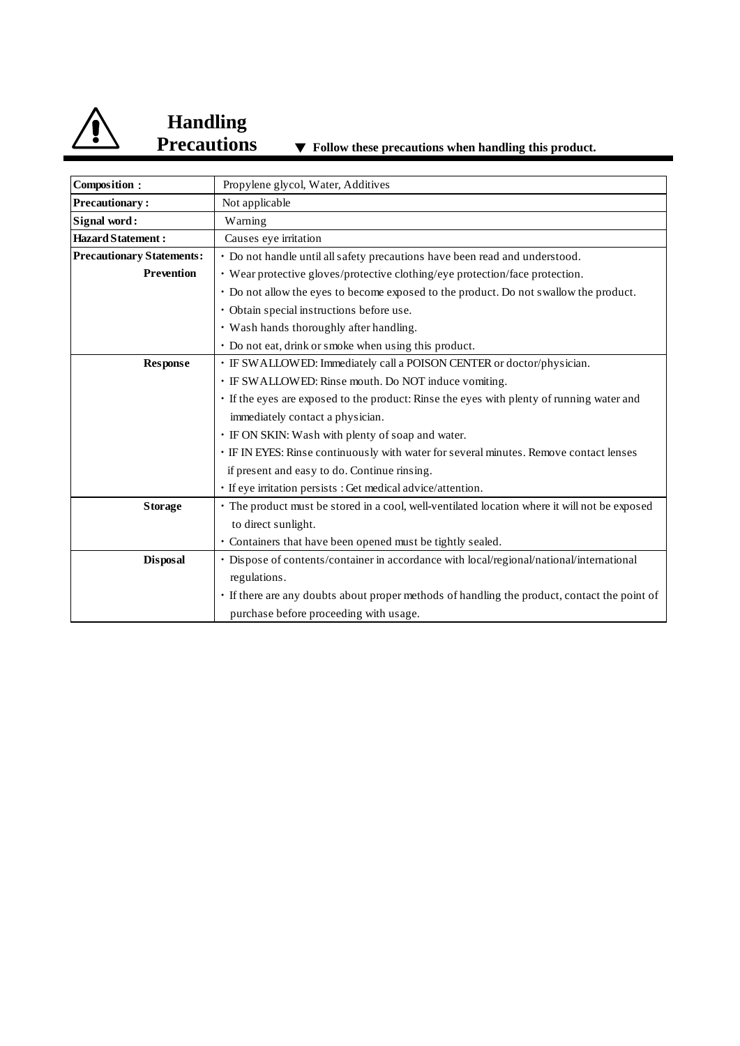# Handling Precautions

▼ **Follow these precautions when handling this product.**

| | |
|---|---|
| **Composition：** | Propylene glycol, Water, Additives |
| **Precautionary :** | Not applicable |
| **Signal word :** | Warning |
| **Hazard Statement :** | Causes eye irritation |
| **Precautionary Statements: Prevention** | ・Do not handle until all safety precautions have been read and understood.<br>・Wear protective gloves/protective clothing/eye protection/face protection.<br>・Do not allow the eyes to become exposed to the product. Do not swallow the product.<br>・Obtain special instructions before use.<br>・Wash hands thoroughly after handling.<br>・Do not eat, drink or smoke when using this product. |
| **Response** | ・IF SWALLOWED: Immediately call a POISON CENTER or doctor/physician.<br>・IF SWALLOWED: Rinse mouth. Do NOT induce vomiting.<br>・If the eyes are exposed to the product: Rinse the eyes with plenty of running water and immediately contact a physician.<br>・IF ON SKIN: Wash with plenty of soap and water.<br>・IF IN EYES: Rinse continuously with water for several minutes. Remove contact lenses if present and easy to do. Continue rinsing.<br>・If eye irritation persists : Get medical advice/attention. |
| **Storage** | ・The product must be stored in a cool, well-ventilated location where it will not be exposed to direct sunlight.<br>・Containers that have been opened must be tightly sealed. |
| **Disposal** | ・Dispose of contents/container in accordance with local/regional/national/international regulations.<br>・If there are any doubts about proper methods of handling the product, contact the point of purchase before proceeding with usage. |